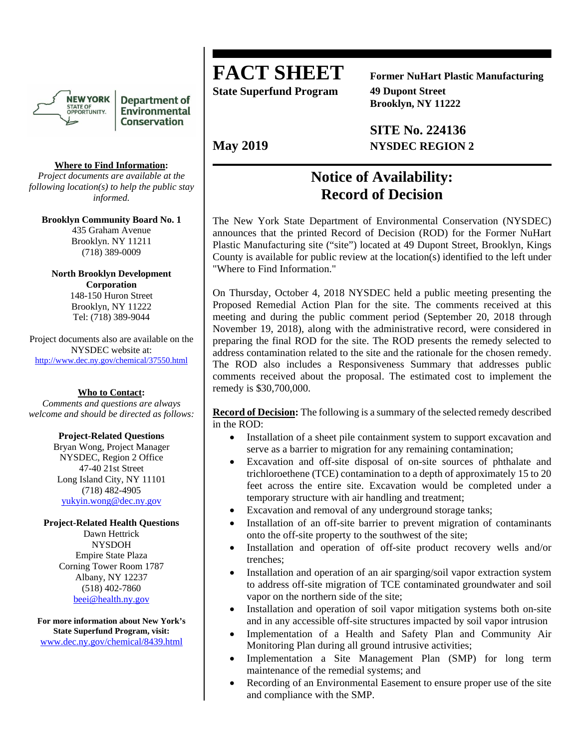# FACT SHEET

**State Superfund Program**

**Former NuHart Plastic Manufacturing**
**49 Dupont Street**
**Brooklyn, NY 11222**

**SITE No. 224136**
**NYSDEC REGION 2**

**May 2019**

## Notice of Availability: Record of Decision

The New York State Department of Environmental Conservation (NYSDEC) announces that the printed Record of Decision (ROD) for the Former NuHart Plastic Manufacturing site ("site") located at 49 Dupont Street, Brooklyn, Kings County is available for public review at the location(s) identified to the left under "Where to Find Information."

On Thursday, October 4, 2018 NYSDEC held a public meeting presenting the Proposed Remedial Action Plan for the site. The comments received at this meeting and during the public comment period (September 20, 2018 through November 19, 2018), along with the administrative record, were considered in preparing the final ROD for the site. The ROD presents the remedy selected to address contamination related to the site and the rationale for the chosen remedy. The ROD also includes a Responsiveness Summary that addresses public comments received about the proposal. The estimated cost to implement the remedy is $30,700,000.

**Record of Decision:** The following is a summary of the selected remedy described in the ROD:

- Installation of a sheet pile containment system to support excavation and serve as a barrier to migration for any remaining contamination;
- Excavation and off-site disposal of on-site sources of phthalate and trichloroethene (TCE) contamination to a depth of approximately 15 to 20 feet across the entire site. Excavation would be completed under a temporary structure with air handling and treatment;
- Excavation and removal of any underground storage tanks;
- Installation of an off-site barrier to prevent migration of contaminants onto the off-site property to the southwest of the site;
- Installation and operation of off-site product recovery wells and/or trenches;
- Installation and operation of an air sparging/soil vapor extraction system to address off-site migration of TCE contaminated groundwater and soil vapor on the northern side of the site;
- Installation and operation of soil vapor mitigation systems both on-site and in any accessible off-site structures impacted by soil vapor intrusion
- Implementation of a Health and Safety Plan and Community Air Monitoring Plan during all ground intrusive activities;
- Implementation a Site Management Plan (SMP) for long term maintenance of the remedial systems; and
- Recording of an Environmental Easement to ensure proper use of the site and compliance with the SMP.

**Where to Find Information:**
*Project documents are available at the following location(s) to help the public stay informed.*

**Brooklyn Community Board No. 1**
435 Graham Avenue
Brooklyn. NY 11211
(718) 389-0009

**North Brooklyn Development Corporation**
148-150 Huron Street
Brooklyn, NY 11222
Tel: (718) 389-9044

Project documents also are available on the NYSDEC website at:
http://www.dec.ny.gov/chemical/37550.html

**Who to Contact:**
*Comments and questions are always welcome and should be directed as follows:*

**Project-Related Questions**
Bryan Wong, Project Manager
NYSDEC, Region 2 Office
47-40 21st Street
Long Island City, NY 11101
(718) 482-4905
yukyin.wong@dec.ny.gov

**Project-Related Health Questions**
Dawn Hettrick
NYSDOH
Empire State Plaza
Corning Tower Room 1787
Albany, NY 12237
(518) 402-7860
beei@health.ny.gov

**For more information about New York's State Superfund Program, visit:**
www.dec.ny.gov/chemical/8439.html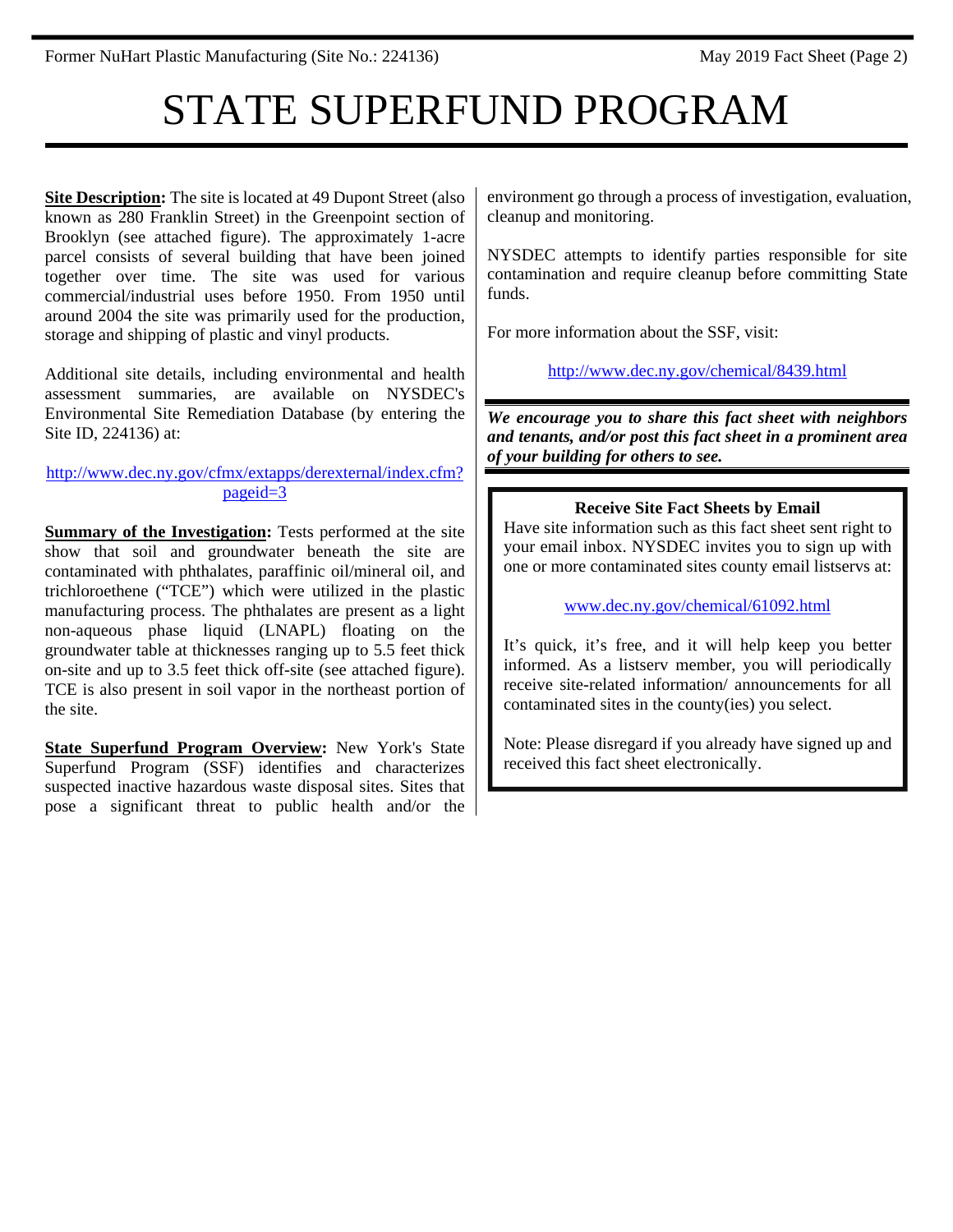# STATE SUPERFUND PROGRAM

**Site Description:** The site is located at 49 Dupont Street (also known as 280 Franklin Street) in the Greenpoint section of Brooklyn (see attached figure). The approximately 1-acre parcel consists of several building that have been joined together over time. The site was used for various commercial/industrial uses before 1950. From 1950 until around 2004 the site was primarily used for the production, storage and shipping of plastic and vinyl products.

Additional site details, including environmental and health assessment summaries, are available on NYSDEC's Environmental Site Remediation Database (by entering the Site ID, 224136) at:

http://www.dec.ny.gov/cfmx/extapps/derexternal/index.cfm?pageid=3

**Summary of the Investigation:** Tests performed at the site show that soil and groundwater beneath the site are contaminated with phthalates, paraffinic oil/mineral oil, and trichloroethene ("TCE") which were utilized in the plastic manufacturing process. The phthalates are present as a light non-aqueous phase liquid (LNAPL) floating on the groundwater table at thicknesses ranging up to 5.5 feet thick on-site and up to 3.5 feet thick off-site (see attached figure). TCE is also present in soil vapor in the northeast portion of the site.

**State Superfund Program Overview:** New York's State Superfund Program (SSF) identifies and characterizes suspected inactive hazardous waste disposal sites. Sites that pose a significant threat to public health and/or the environment go through a process of investigation, evaluation, cleanup and monitoring.

NYSDEC attempts to identify parties responsible for site contamination and require cleanup before committing State funds.

For more information about the SSF, visit:

http://www.dec.ny.gov/chemical/8439.html

***We encourage you to share this fact sheet with neighbors and tenants, and/or post this fact sheet in a prominent area of your building for others to see.***

**Receive Site Fact Sheets by Email**

Have site information such as this fact sheet sent right to your email inbox. NYSDEC invites you to sign up with one or more contaminated sites county email listservs at:

www.dec.ny.gov/chemical/61092.html

It's quick, it's free, and it will help keep you better informed. As a listserv member, you will periodically receive site-related information/ announcements for all contaminated sites in the county(ies) you select.

Note: Please disregard if you already have signed up and received this fact sheet electronically.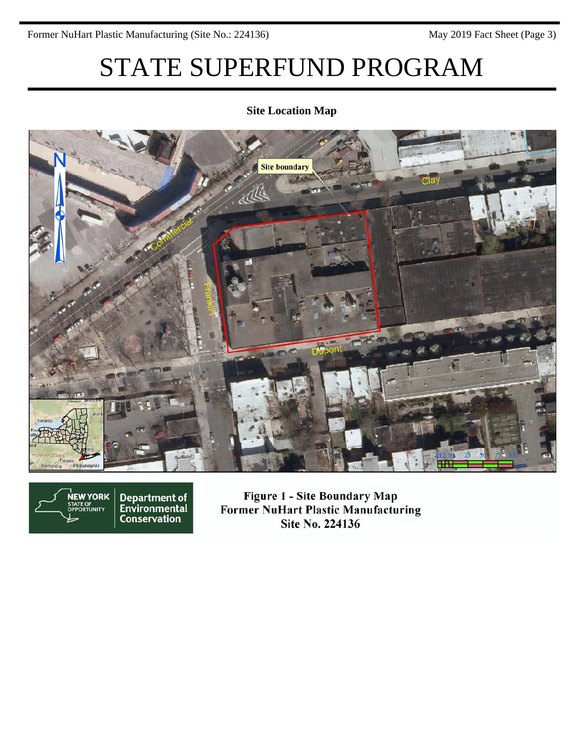# STATE SUPERFUND PROGRAM

**Site Location Map**

Site boundary

Clay

Commercial

Franklin

Dupont

NEW YORK STATE OF OPPORTUNITY | Department of Environmental Conservation

**Figure 1 - Site Boundary Map**
**Former NuHart Plastic Manufacturing**
**Site No. 224136**